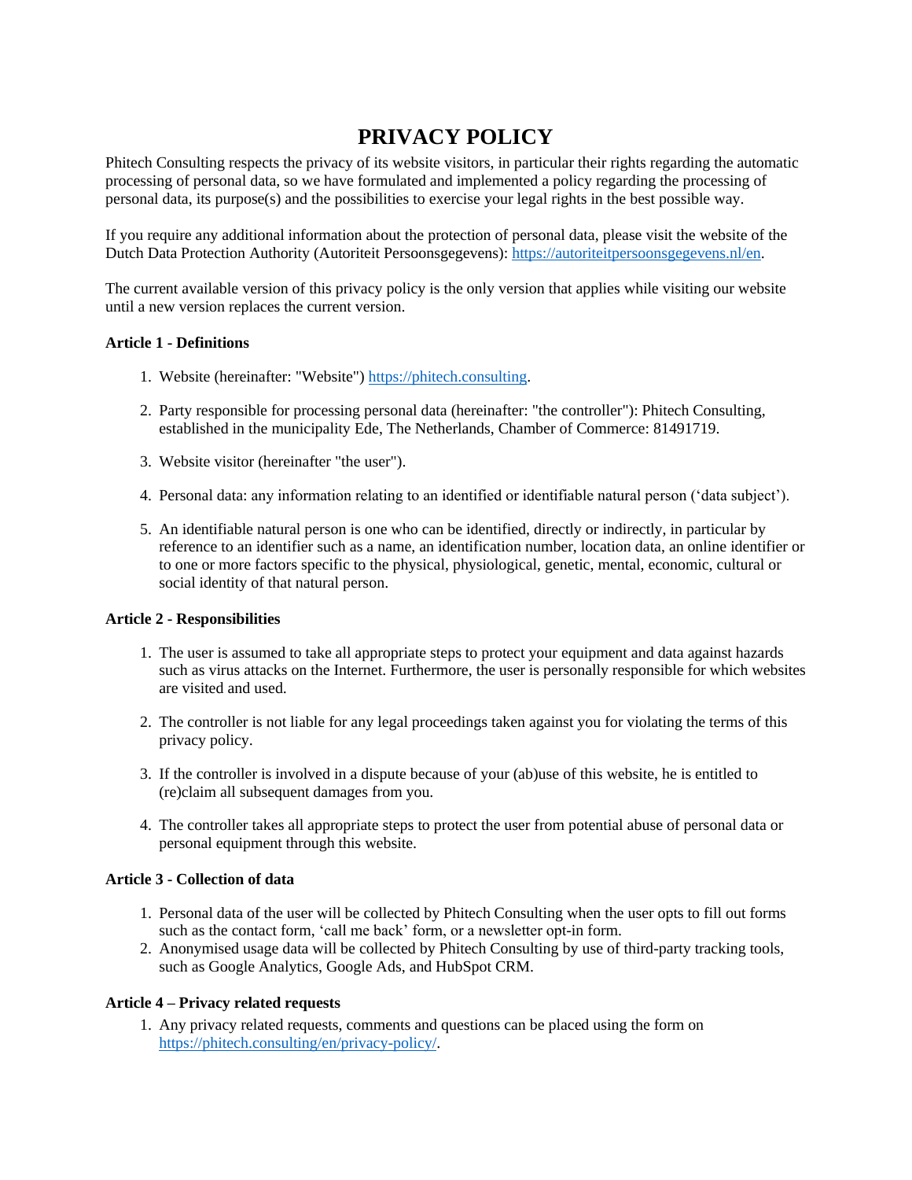# PRIVACY POLICY

Phitech Consulting respects the privacy of its website visitors, in particular their rights regarding the automatic processing of personal data, so we have formulated and implemented a policy regarding the processing of personal data, its purpose(s) and the possibilities to exercise your legal rights in the best possible way.

If you require any additional information about the protection of personal data, please visit the website of the Dutch Data Protection Authority (Autoriteit Persoonsgegevens): https://autoriteitpersoonsgegevens.nl/en.

The current available version of this privacy policy is the only version that applies while visiting our website until a new version replaces the current version.

**Article 1 - Definitions**

1. Website (hereinafter: "Website") https://phitech.consulting.

2. Party responsible for processing personal data (hereinafter: "the controller"): Phitech Consulting, established in the municipality Ede, The Netherlands, Chamber of Commerce: 81491719.

3. Website visitor (hereinafter "the user").

4. Personal data: any information relating to an identified or identifiable natural person ('data subject').

5. An identifiable natural person is one who can be identified, directly or indirectly, in particular by reference to an identifier such as a name, an identification number, location data, an online identifier or to one or more factors specific to the physical, physiological, genetic, mental, economic, cultural or social identity of that natural person.

**Article 2 - Responsibilities**

1. The user is assumed to take all appropriate steps to protect your equipment and data against hazards such as virus attacks on the Internet. Furthermore, the user is personally responsible for which websites are visited and used.

2. The controller is not liable for any legal proceedings taken against you for violating the terms of this privacy policy.

3. If the controller is involved in a dispute because of your (ab)use of this website, he is entitled to (re)claim all subsequent damages from you.

4. The controller takes all appropriate steps to protect the user from potential abuse of personal data or personal equipment through this website.

**Article 3 - Collection of data**

1. Personal data of the user will be collected by Phitech Consulting when the user opts to fill out forms such as the contact form, 'call me back' form, or a newsletter opt-in form.
2. Anonymised usage data will be collected by Phitech Consulting by use of third-party tracking tools, such as Google Analytics, Google Ads, and HubSpot CRM.

**Article 4 – Privacy related requests**

1. Any privacy related requests, comments and questions can be placed using the form on https://phitech.consulting/en/privacy-policy/.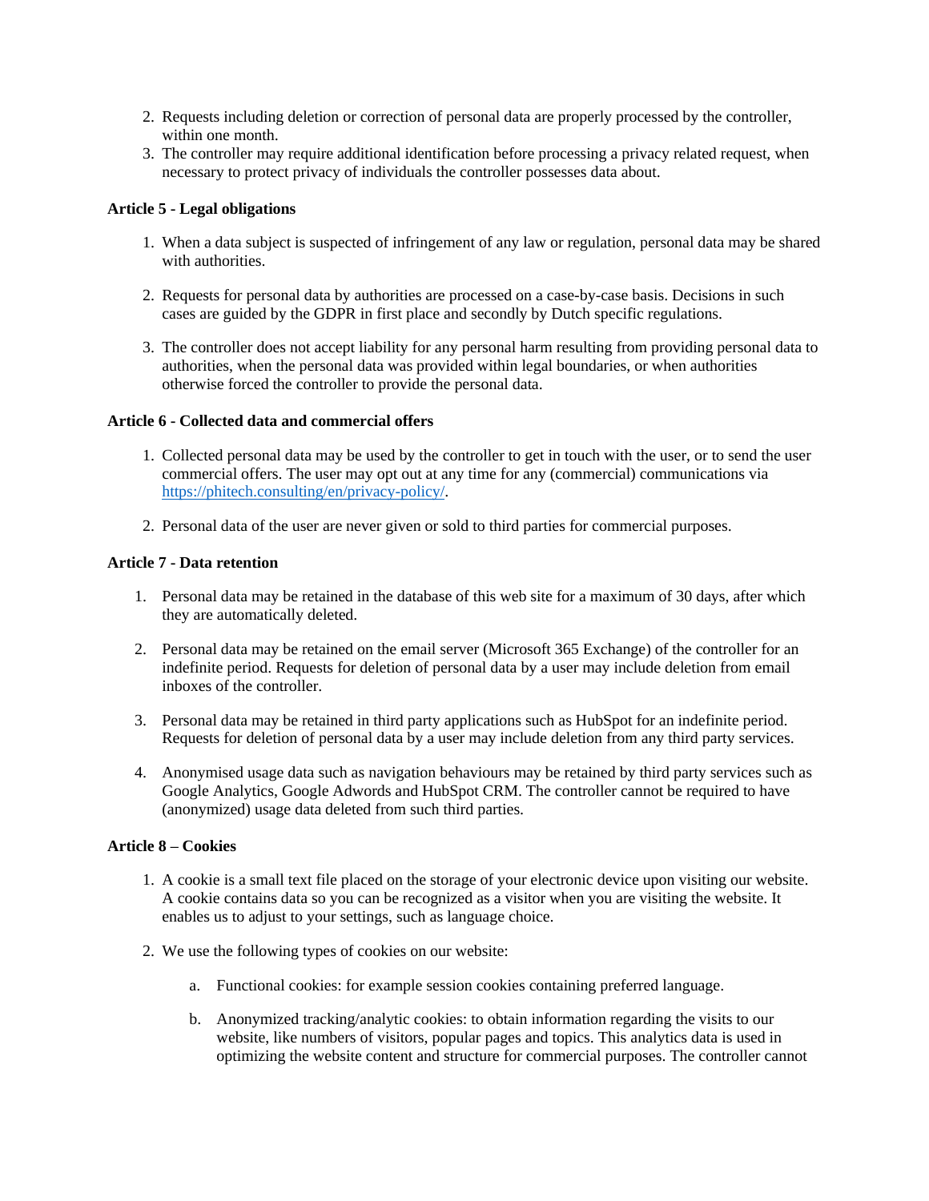2. Requests including deletion or correction of personal data are properly processed by the controller, within one month.
3. The controller may require additional identification before processing a privacy related request, when necessary to protect privacy of individuals the controller possesses data about.

**Article 5 - Legal obligations**

1. When a data subject is suspected of infringement of any law or regulation, personal data may be shared with authorities.

2. Requests for personal data by authorities are processed on a case-by-case basis. Decisions in such cases are guided by the GDPR in first place and secondly by Dutch specific regulations.

3. The controller does not accept liability for any personal harm resulting from providing personal data to authorities, when the personal data was provided within legal boundaries, or when authorities otherwise forced the controller to provide the personal data.

**Article 6 - Collected data and commercial offers**

1. Collected personal data may be used by the controller to get in touch with the user, or to send the user commercial offers. The user may opt out at any time for any (commercial) communications via [https://phitech.consulting/en/privacy-policy/](https://phitech.consulting/en/privacy-policy/).

2. Personal data of the user are never given or sold to third parties for commercial purposes.

**Article 7 - Data retention**

1. Personal data may be retained in the database of this web site for a maximum of 30 days, after which they are automatically deleted.

2. Personal data may be retained on the email server (Microsoft 365 Exchange) of the controller for an indefinite period. Requests for deletion of personal data by a user may include deletion from email inboxes of the controller.

3. Personal data may be retained in third party applications such as HubSpot for an indefinite period. Requests for deletion of personal data by a user may include deletion from any third party services.

4. Anonymised usage data such as navigation behaviours may be retained by third party services such as Google Analytics, Google Adwords and HubSpot CRM. The controller cannot be required to have (anonymized) usage data deleted from such third parties.

**Article 8 – Cookies**

1. A cookie is a small text file placed on the storage of your electronic device upon visiting our website. A cookie contains data so you can be recognized as a visitor when you are visiting the website. It enables us to adjust to your settings, such as language choice.

2. We use the following types of cookies on our website:

   a. Functional cookies: for example session cookies containing preferred language.

   b. Anonymized tracking/analytic cookies: to obtain information regarding the visits to our website, like numbers of visitors, popular pages and topics. This analytics data is used in optimizing the website content and structure for commercial purposes. The controller cannot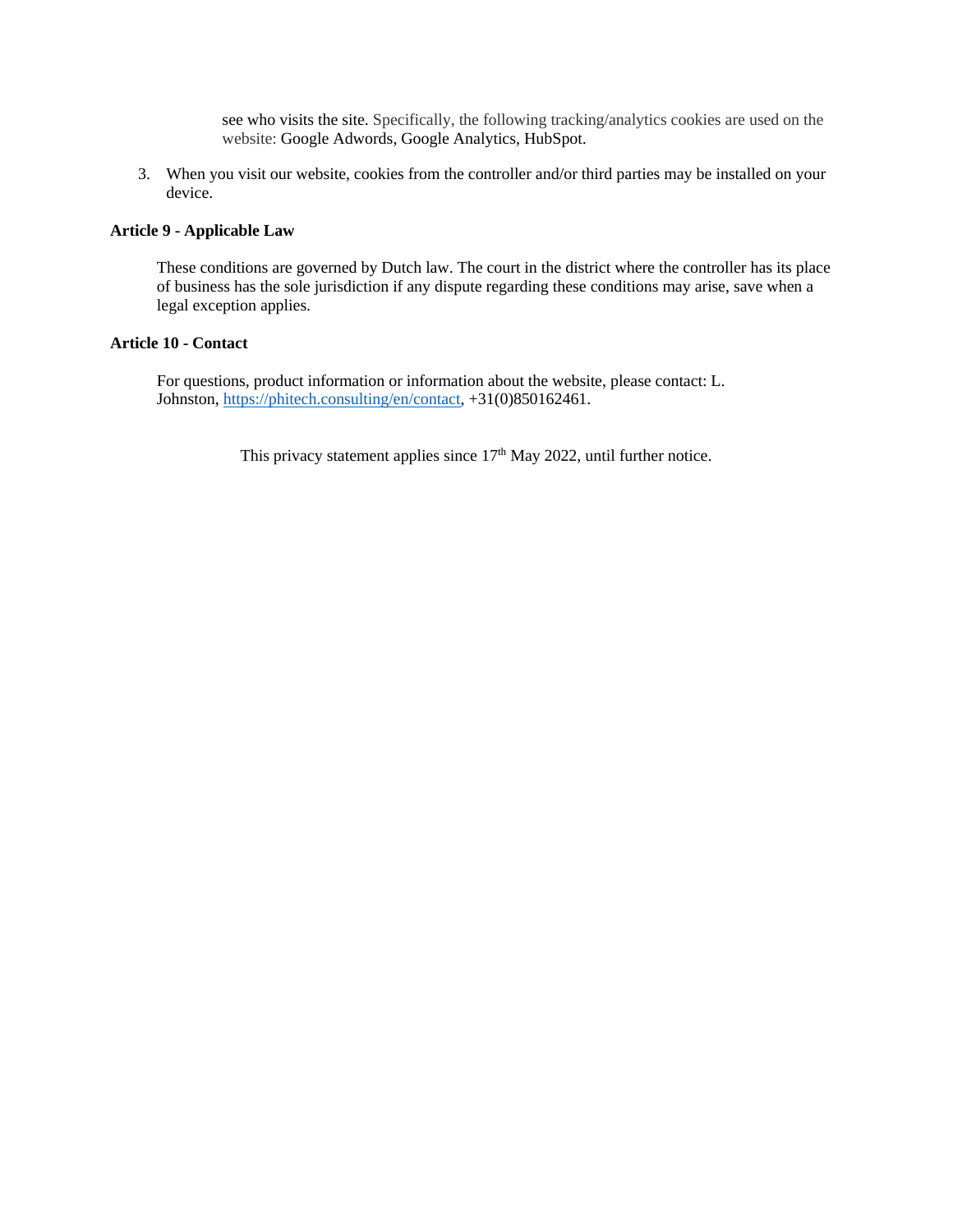see who visits the site. Specifically, the following tracking/analytics cookies are used on the website: Google Adwords, Google Analytics, HubSpot.

3. When you visit our website, cookies from the controller and/or third parties may be installed on your device.

**Article 9 - Applicable Law**

These conditions are governed by Dutch law. The court in the district where the controller has its place of business has the sole jurisdiction if any dispute regarding these conditions may arise, save when a legal exception applies.

**Article 10 - Contact**

For questions, product information or information about the website, please contact: L. Johnston, https://phitech.consulting/en/contact, +31(0)850162461.

This privacy statement applies since 17th May 2022, until further notice.